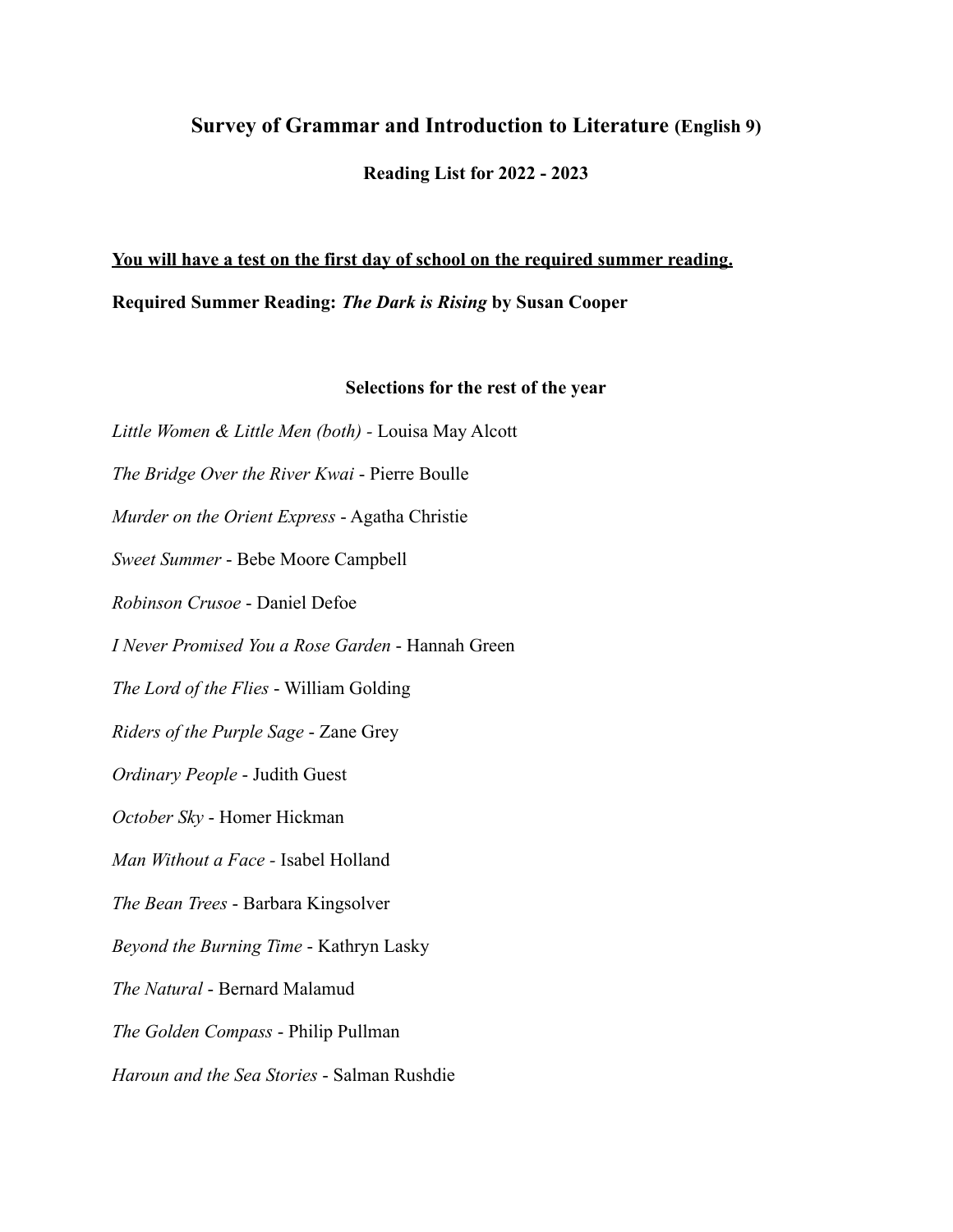# Survey of Grammar and Introduction to Literature (English 9)

### Reading List for 2022 - 2023

**<u>You will have a test on the first day of school on the required summer reading.</u>**

**Required Summer Reading: *The Dark is Rising* by Susan Cooper**

### Selections for the rest of the year

*Little Women & Little Men (both) -* Louisa May Alcott

*The Bridge Over the River Kwai* - Pierre Boulle

*Murder on the Orient Express* - Agatha Christie

*Sweet Summer* - Bebe Moore Campbell

*Robinson Crusoe* - Daniel Defoe

*I Never Promised You a Rose Garden* - Hannah Green

*The Lord of the Flies* - William Golding

*Riders of the Purple Sage* - Zane Grey

*Ordinary People* - Judith Guest

*October Sky* - Homer Hickman

*Man Without a Face -* Isabel Holland

*The Bean Trees* - Barbara Kingsolver

*Beyond the Burning Time* - Kathryn Lasky

*The Natural* - Bernard Malamud

*The Golden Compass* - Philip Pullman

*Haroun and the Sea Stories* - Salman Rushdie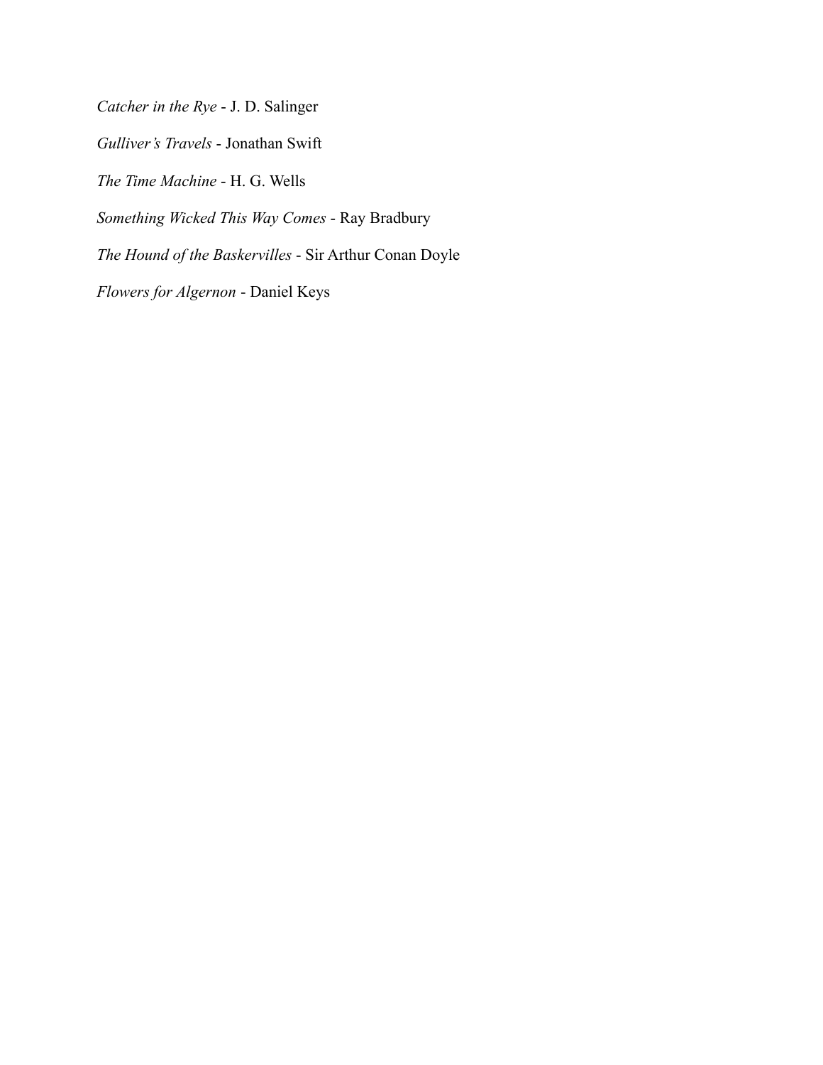*Catcher in the Rye* - J. D. Salinger

*Gulliver's Travels* - Jonathan Swift

*The Time Machine* - H. G. Wells

*Something Wicked This Way Comes* - Ray Bradbury

*The Hound of the Baskervilles* - Sir Arthur Conan Doyle

*Flowers for Algernon* - Daniel Keys